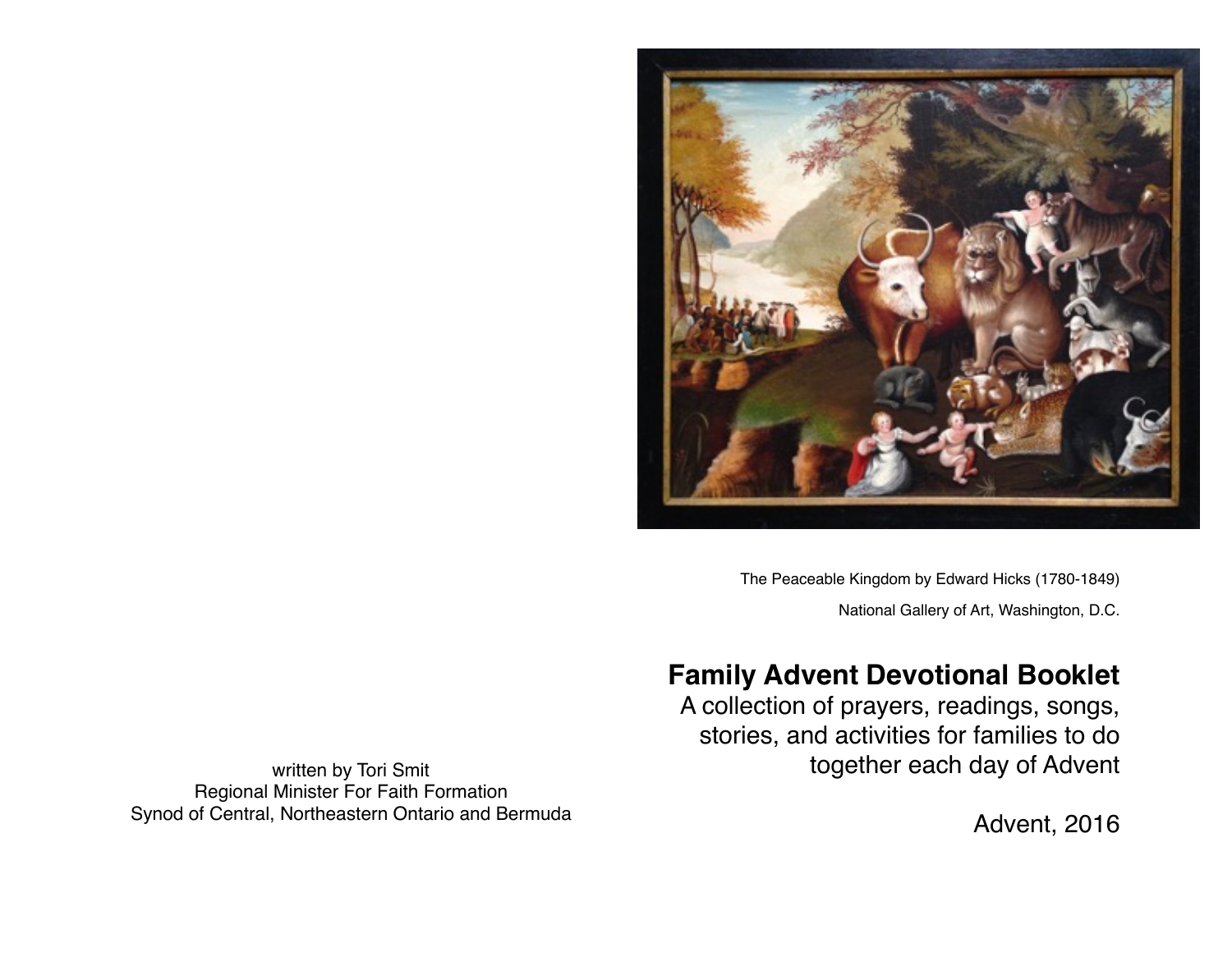The Peaceable Kingdom by Edward Hicks (1780-1849)

National Gallery of Art, Washington, D.C.

# Family Advent Devotional Booklet

A collection of prayers, readings, songs, stories, and activities for families to do together each day of Advent

Advent, 2016

written by Tori Smit
Regional Minister For Faith Formation
Synod of Central, Northeastern Ontario and Bermuda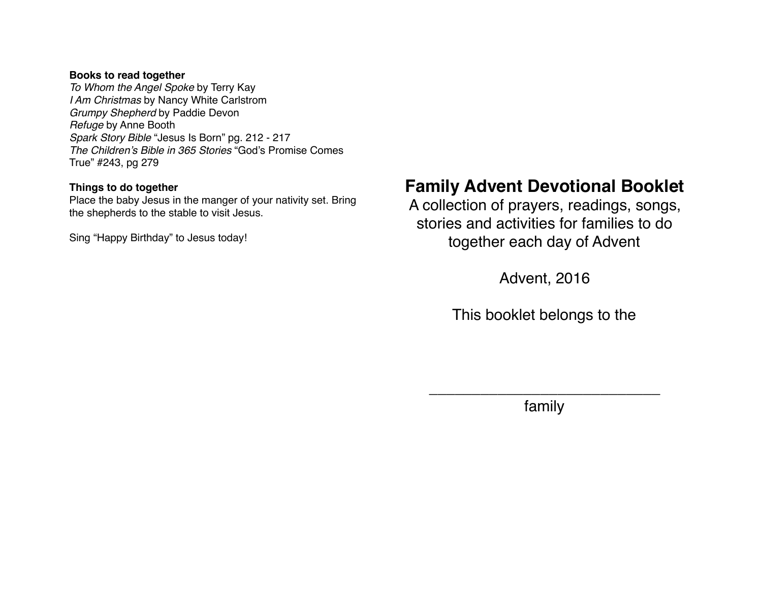**Books to read together**

*To Whom the Angel Spoke* by Terry Kay
*I Am Christmas* by Nancy White Carlstrom
*Grumpy Shepherd* by Paddie Devon
*Refuge* by Anne Booth
*Spark Story Bible* "Jesus Is Born" pg. 212 - 217
*The Children's Bible in 365 Stories* "God's Promise Comes True" #243, pg 279

**Things to do together**

Place the baby Jesus in the manger of your nativity set. Bring the shepherds to the stable to visit Jesus.

Sing "Happy Birthday" to Jesus today!

# Family Advent Devotional Booklet

A collection of prayers, readings, songs, stories and activities for families to do together each day of Advent

Advent, 2016

This booklet belongs to the

______________________________
family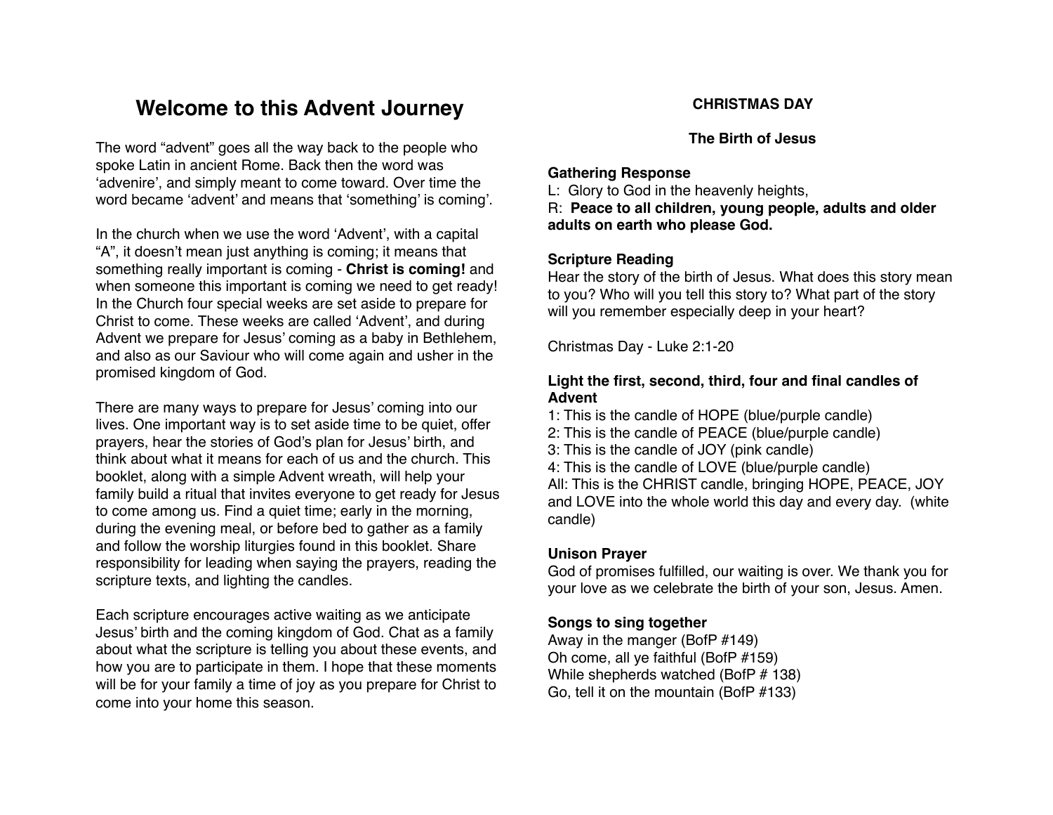# Welcome to this Advent Journey

The word “advent” goes all the way back to the people who spoke Latin in ancient Rome. Back then the word was ‘advenire’, and simply meant to come toward. Over time the word became ‘advent’ and means that ‘something’ is coming’.

In the church when we use the word ‘Advent’, with a capital “A”, it doesn’t mean just anything is coming; it means that something really important is coming - **Christ is coming!** and when someone this important is coming we need to get ready! In the Church four special weeks are set aside to prepare for Christ to come. These weeks are called ‘Advent’, and during Advent we prepare for Jesus’ coming as a baby in Bethlehem, and also as our Saviour who will come again and usher in the promised kingdom of God.

There are many ways to prepare for Jesus’ coming into our lives. One important way is to set aside time to be quiet, offer prayers, hear the stories of God’s plan for Jesus’ birth, and think about what it means for each of us and the church. This booklet, along with a simple Advent wreath, will help your family build a ritual that invites everyone to get ready for Jesus to come among us. Find a quiet time; early in the morning, during the evening meal, or before bed to gather as a family and follow the worship liturgies found in this booklet. Share responsibility for leading when saying the prayers, reading the scripture texts, and lighting the candles.

Each scripture encourages active waiting as we anticipate Jesus’ birth and the coming kingdom of God. Chat as a family about what the scripture is telling you about these events, and how you are to participate in them. I hope that these moments will be for your family a time of joy as you prepare for Christ to come into your home this season.

## CHRISTMAS DAY

### The Birth of Jesus

**Gathering Response**

L: Glory to God in the heavenly heights,
R: **Peace to all children, young people, adults and older adults on earth who please God.**

**Scripture Reading**

Hear the story of the birth of Jesus. What does this story mean to you? Who will you tell this story to? What part of the story will you remember especially deep in your heart?

Christmas Day - Luke 2:1-20

**Light the first, second, third, four and final candles of Advent**

1: This is the candle of HOPE (blue/purple candle)
2: This is the candle of PEACE (blue/purple candle)
3: This is the candle of JOY (pink candle)
4: This is the candle of LOVE (blue/purple candle)
All: This is the CHRIST candle, bringing HOPE, PEACE, JOY and LOVE into the whole world this day and every day. (white candle)

**Unison Prayer**

God of promises fulfilled, our waiting is over. We thank you for your love as we celebrate the birth of your son, Jesus. Amen.

**Songs to sing together**

Away in the manger (BofP #149)
Oh come, all ye faithful (BofP #159)
While shepherds watched (BofP # 138)
Go, tell it on the mountain (BofP #133)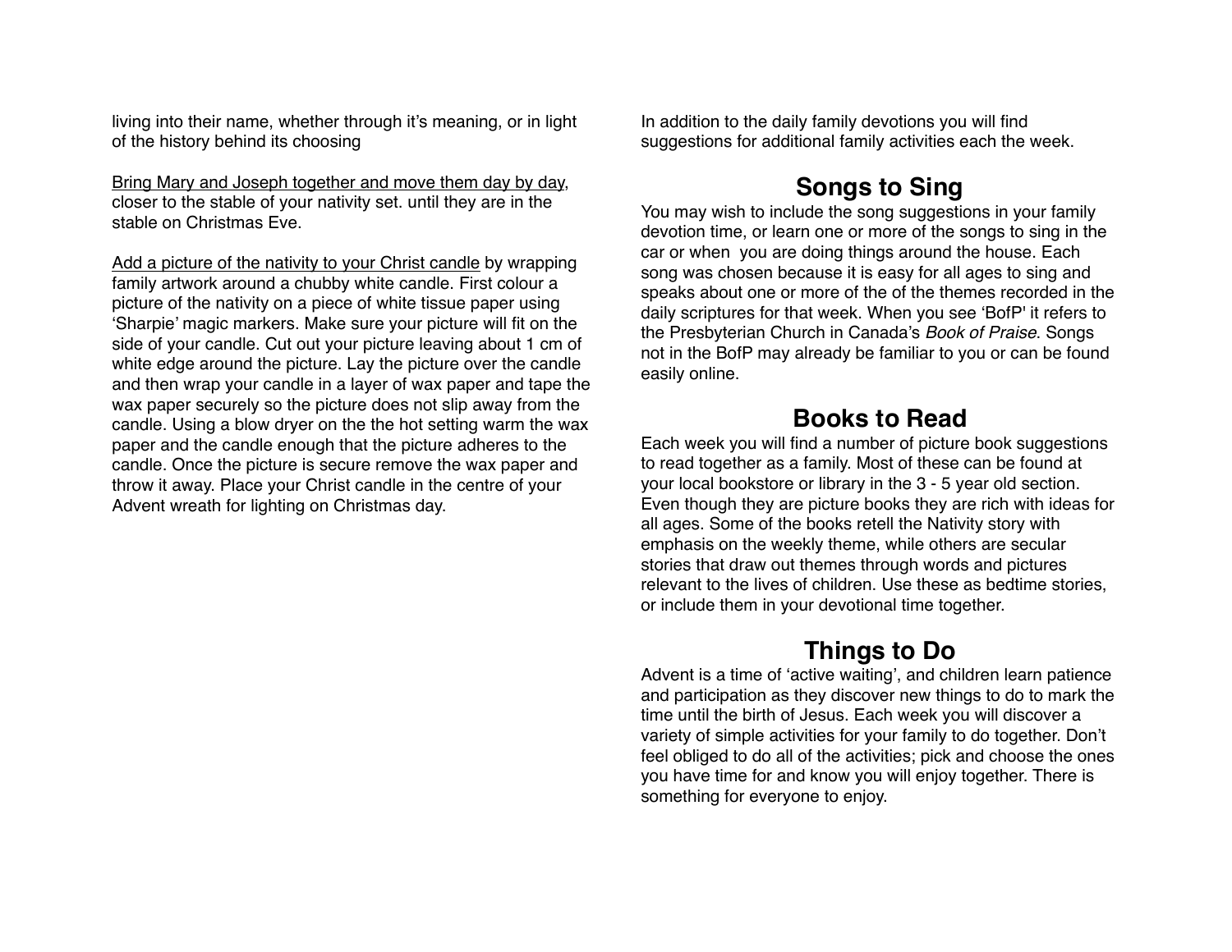living into their name, whether through it's meaning, or in light of the history behind its choosing

<u>Bring Mary and Joseph together and move them day by day</u>, closer to the stable of your nativity set. until they are in the stable on Christmas Eve.

<u>Add a picture of the nativity to your Christ candle</u> by wrapping family artwork around a chubby white candle. First colour a picture of the nativity on a piece of white tissue paper using 'Sharpie' magic markers. Make sure your picture will fit on the side of your candle. Cut out your picture leaving about 1 cm of white edge around the picture. Lay the picture over the candle and then wrap your candle in a layer of wax paper and tape the wax paper securely so the picture does not slip away from the candle. Using a blow dryer on the the hot setting warm the wax paper and the candle enough that the picture adheres to the candle. Once the picture is secure remove the wax paper and throw it away. Place your Christ candle in the centre of your Advent wreath for lighting on Christmas day.

In addition to the daily family devotions you will find suggestions for additional family activities each the week.

## Songs to Sing

You may wish to include the song suggestions in your family devotion time, or learn one or more of the songs to sing in the car or when you are doing things around the house. Each song was chosen because it is easy for all ages to sing and speaks about one or more of the of the themes recorded in the daily scriptures for that week. When you see 'BofP' it refers to the Presbyterian Church in Canada's *Book of Praise*. Songs not in the BofP may already be familiar to you or can be found easily online.

## Books to Read

Each week you will find a number of picture book suggestions to read together as a family. Most of these can be found at your local bookstore or library in the 3 - 5 year old section. Even though they are picture books they are rich with ideas for all ages. Some of the books retell the Nativity story with emphasis on the weekly theme, while others are secular stories that draw out themes through words and pictures relevant to the lives of children. Use these as bedtime stories, or include them in your devotional time together.

## Things to Do

Advent is a time of 'active waiting', and children learn patience and participation as they discover new things to do to mark the time until the birth of Jesus. Each week you will discover a variety of simple activities for your family to do together. Don't feel obliged to do all of the activities; pick and choose the ones you have time for and know you will enjoy together. There is something for everyone to enjoy.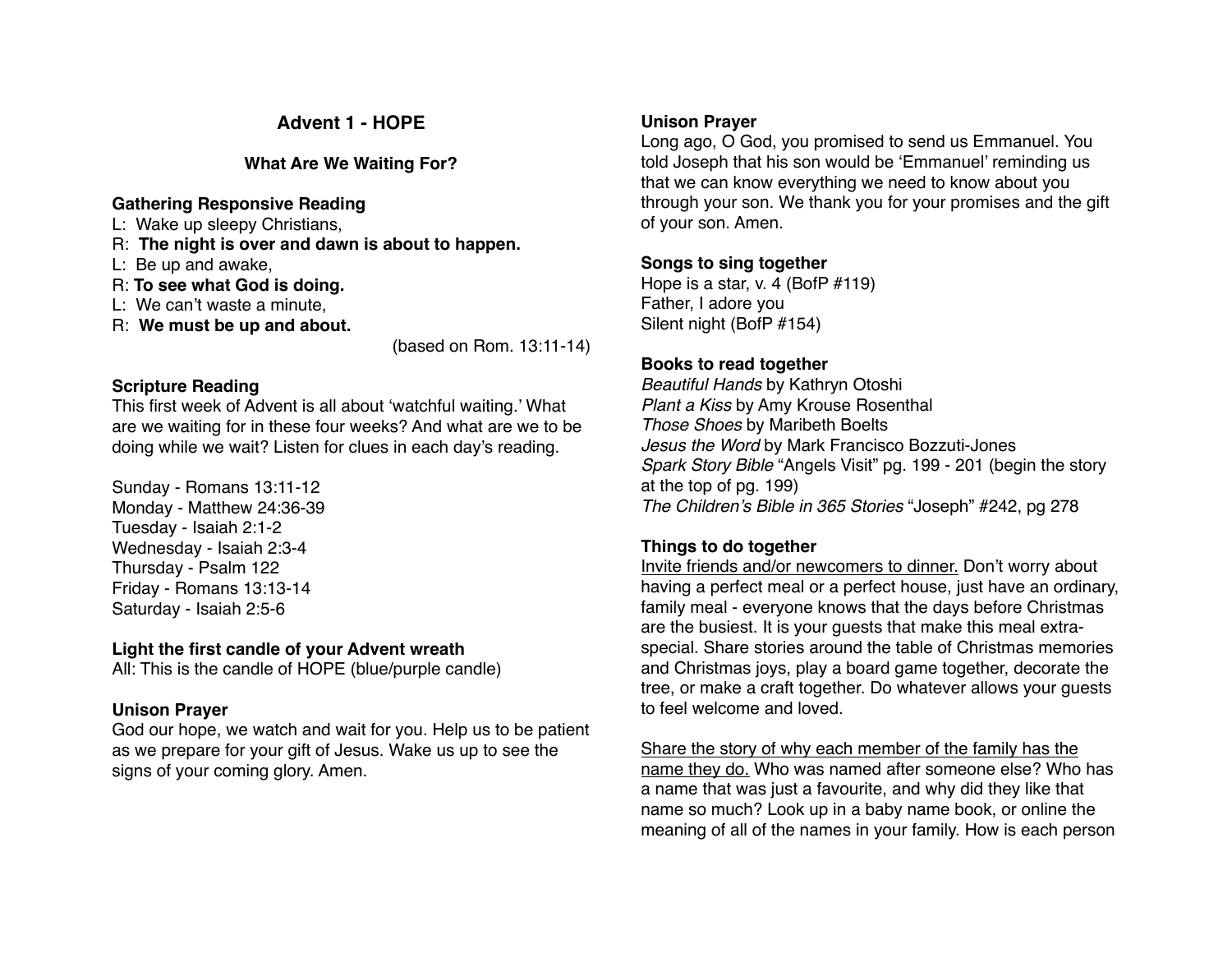## Advent 1 - HOPE

### What Are We Waiting For?

**Gathering Responsive Reading**

L: Wake up sleepy Christians,
R: **The night is over and dawn is about to happen.**
L: Be up and awake,
R: **To see what God is doing.**
L: We can't waste a minute,
R: **We must be up and about.**

(based on Rom. 13:11-14)

**Scripture Reading**

This first week of Advent is all about 'watchful waiting.' What are we waiting for in these four weeks? And what are we to be doing while we wait? Listen for clues in each day's reading.

Sunday - Romans 13:11-12
Monday - Matthew 24:36-39
Tuesday - Isaiah 2:1-2
Wednesday - Isaiah 2:3-4
Thursday - Psalm 122
Friday - Romans 13:13-14
Saturday - Isaiah 2:5-6

**Light the first candle of your Advent wreath**

All: This is the candle of HOPE (blue/purple candle)

**Unison Prayer**

God our hope, we watch and wait for you. Help us to be patient as we prepare for your gift of Jesus. Wake us up to see the signs of your coming glory. Amen.

**Unison Prayer**

Long ago, O God, you promised to send us Emmanuel. You told Joseph that his son would be 'Emmanuel' reminding us that we can know everything we need to know about you through your son. We thank you for your promises and the gift of your son. Amen.

**Songs to sing together**

Hope is a star, v. 4 (BofP #119)
Father, I adore you
Silent night (BofP #154)

**Books to read together**

*Beautiful Hands* by Kathryn Otoshi
*Plant a Kiss* by Amy Krouse Rosenthal
*Those Shoes* by Maribeth Boelts
*Jesus the Word* by Mark Francisco Bozzuti-Jones
*Spark Story Bible* "Angels Visit" pg. 199 - 201 (begin the story at the top of pg. 199)
*The Children's Bible in 365 Stories* "Joseph" #242, pg 278

**Things to do together**

Invite friends and/or newcomers to dinner. Don't worry about having a perfect meal or a perfect house, just have an ordinary, family meal - everyone knows that the days before Christmas are the busiest. It is your guests that make this meal extra-special. Share stories around the table of Christmas memories and Christmas joys, play a board game together, decorate the tree, or make a craft together. Do whatever allows your guests to feel welcome and loved.

Share the story of why each member of the family has the name they do. Who was named after someone else? Who has a name that was just a favourite, and why did they like that name so much? Look up in a baby name book, or online the meaning of all of the names in your family. How is each person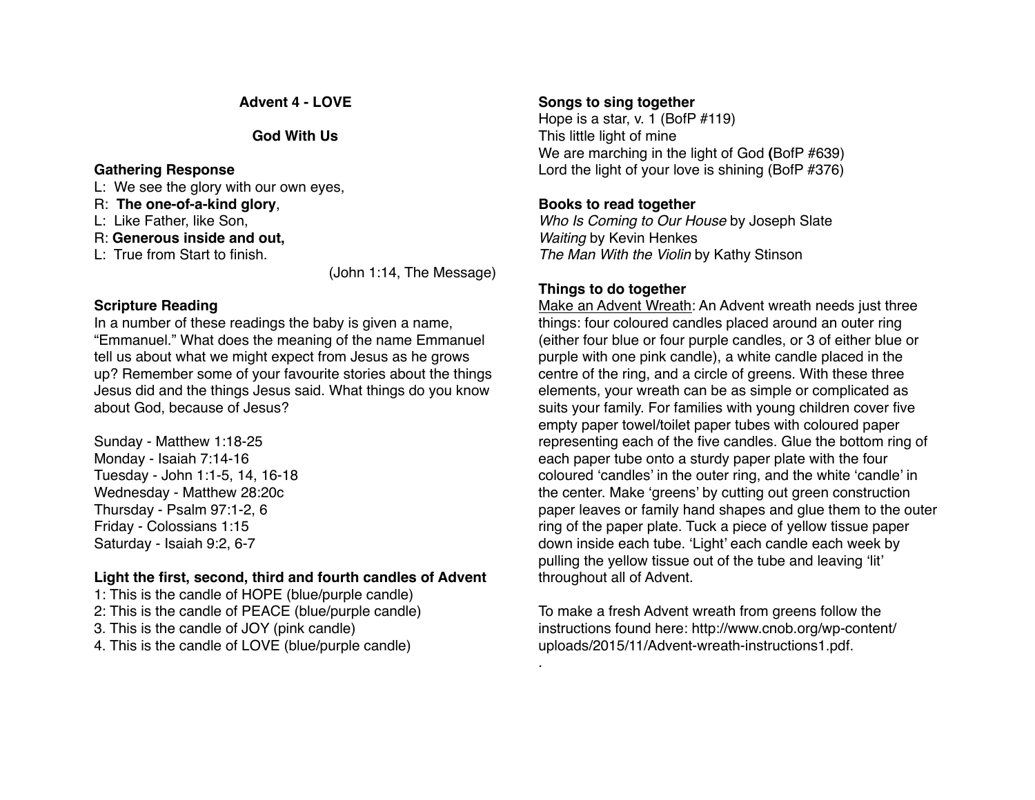## Advent 4 - LOVE

### God With Us

**Gathering Response**

L: We see the glory with our own eyes,
R: **The one-of-a-kind glory**,
L: Like Father, like Son,
R: **Generous inside and out,**
L: True from Start to finish.

(John 1:14, The Message)

**Scripture Reading**

In a number of these readings the baby is given a name, "Emmanuel." What does the meaning of the name Emmanuel tell us about what we might expect from Jesus as he grows up? Remember some of your favourite stories about the things Jesus did and the things Jesus said. What things do you know about God, because of Jesus?

Sunday - Matthew 1:18-25
Monday - Isaiah 7:14-16
Tuesday - John 1:1-5, 14, 16-18
Wednesday - Matthew 28:20c
Thursday - Psalm 97:1-2, 6
Friday - Colossians 1:15
Saturday - Isaiah 9:2, 6-7

**Light the first, second, third and fourth candles of Advent**

1: This is the candle of HOPE (blue/purple candle)
2: This is the candle of PEACE (blue/purple candle)
3. This is the candle of JOY (pink candle)
4. This is the candle of LOVE (blue/purple candle)

**Songs to sing together**

Hope is a star, v. 1 (BofP #119)
This little light of mine
We are marching in the light of God **(**BofP #639)
Lord the light of your love is shining (BofP #376)

**Books to read together**

*Who Is Coming to Our House* by Joseph Slate
*Waiting* by Kevin Henkes
*The Man With the Violin* by Kathy Stinson

**Things to do together**

Make an Advent Wreath: An Advent wreath needs just three things: four coloured candles placed around an outer ring (either four blue or four purple candles, or 3 of either blue or purple with one pink candle), a white candle placed in the centre of the ring, and a circle of greens. With these three elements, your wreath can be as simple or complicated as suits your family. For families with young children cover five empty paper towel/toilet paper tubes with coloured paper representing each of the five candles. Glue the bottom ring of each paper tube onto a sturdy paper plate with the four coloured 'candles' in the outer ring, and the white 'candle' in the center. Make 'greens' by cutting out green construction paper leaves or family hand shapes and glue them to the outer ring of the paper plate. Tuck a piece of yellow tissue paper down inside each tube. 'Light' each candle each week by pulling the yellow tissue out of the tube and leaving 'lit' throughout all of Advent.

To make a fresh Advent wreath from greens follow the instructions found here: http://www.cnob.org/wp-content/uploads/2015/11/Advent-wreath-instructions1.pdf.
.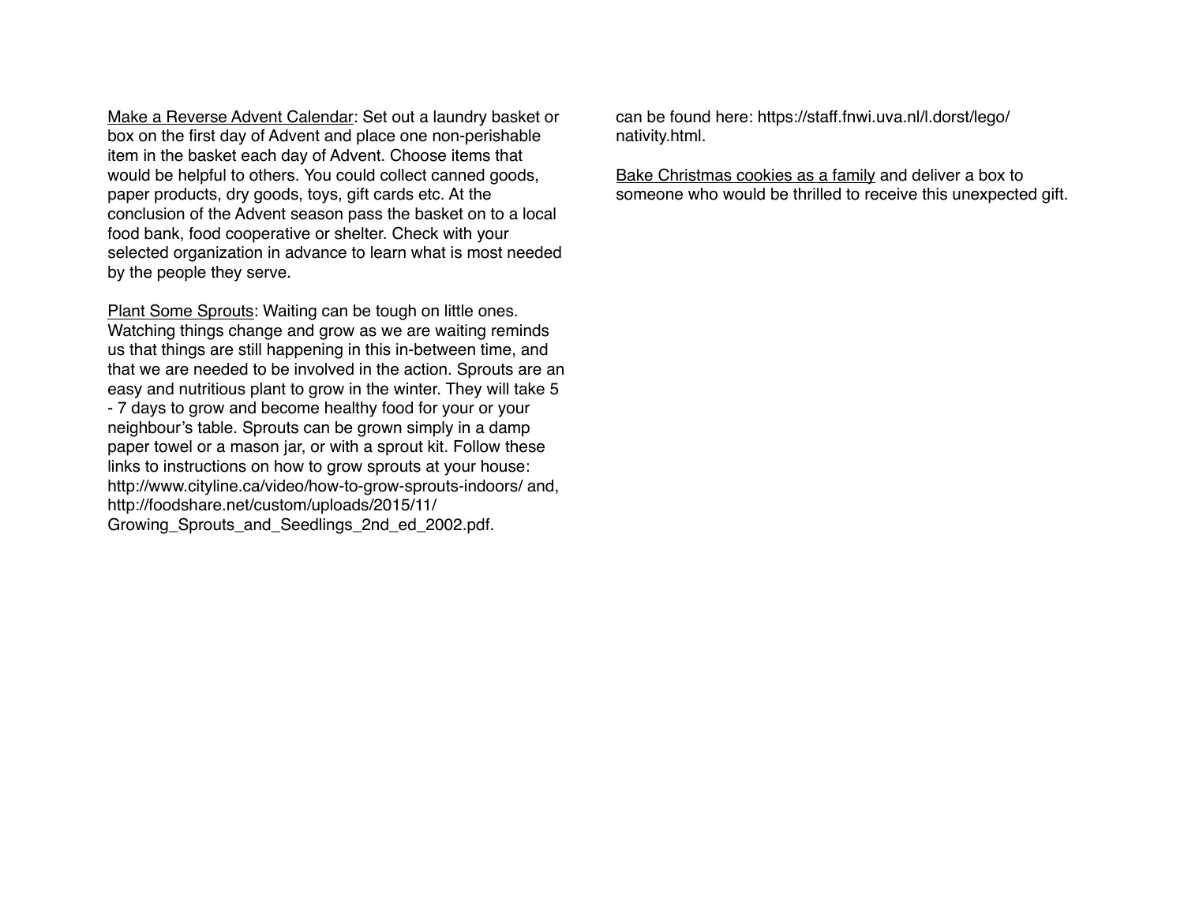<u>Make a Reverse Advent Calendar</u>: Set out a laundry basket or box on the first day of Advent and place one non-perishable item in the basket each day of Advent. Choose items that would be helpful to others. You could collect canned goods, paper products, dry goods, toys, gift cards etc. At the conclusion of the Advent season pass the basket on to a local food bank, food cooperative or shelter. Check with your selected organization in advance to learn what is most needed by the people they serve.

<u>Plant Some Sprouts</u>: Waiting can be tough on little ones. Watching things change and grow as we are waiting reminds us that things are still happening in this in-between time, and that we are needed to be involved in the action. Sprouts are an easy and nutritious plant to grow in the winter. They will take 5 - 7 days to grow and become healthy food for your or your neighbour's table. Sprouts can be grown simply in a damp paper towel or a mason jar, or with a sprout kit. Follow these links to instructions on how to grow sprouts at your house: http://www.cityline.ca/video/how-to-grow-sprouts-indoors/ and, http://foodshare.net/custom/uploads/2015/11/Growing_Sprouts_and_Seedlings_2nd_ed_2002.pdf.

can be found here: https://staff.fnwi.uva.nl/l.dorst/lego/nativity.html.

<u>Bake Christmas cookies as a family</u> and deliver a box to someone who would be thrilled to receive this unexpected gift.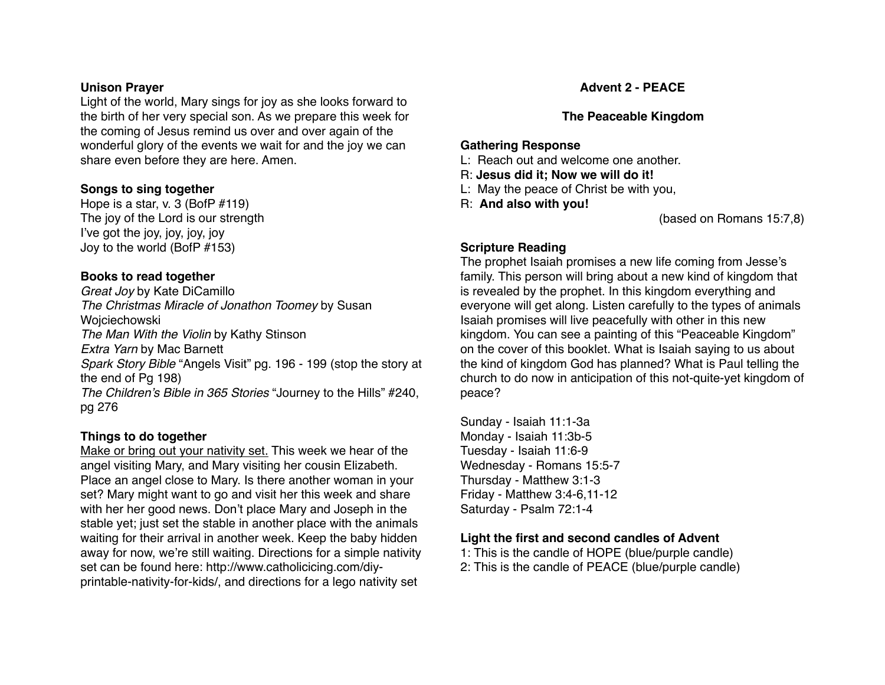**Unison Prayer**

Light of the world, Mary sings for joy as she looks forward to the birth of her very special son. As we prepare this week for the coming of Jesus remind us over and over again of the wonderful glory of the events we wait for and the joy we can share even before they are here. Amen.

**Songs to sing together**

Hope is a star, v. 3 (BofP #119)
The joy of the Lord is our strength
I've got the joy, joy, joy, joy
Joy to the world (BofP #153)

**Books to read together**

*Great Joy* by Kate DiCamillo
*The Christmas Miracle of Jonathon Toomey* by Susan Wojciechowski
*The Man With the Violin* by Kathy Stinson
*Extra Yarn* by Mac Barnett
*Spark Story Bible* "Angels Visit" pg. 196 - 199 (stop the story at the end of Pg 198)
*The Children's Bible in 365 Stories* "Journey to the Hills" #240, pg 276

**Things to do together**

<u>Make or bring out your nativity set.</u> This week we hear of the angel visiting Mary, and Mary visiting her cousin Elizabeth. Place an angel close to Mary. Is there another woman in your set? Mary might want to go and visit her this week and share with her her good news. Don't place Mary and Joseph in the stable yet; just set the stable in another place with the animals waiting for their arrival in another week. Keep the baby hidden away for now, we're still waiting. Directions for a simple nativity set can be found here: http://www.catholicicing.com/diy-printable-nativity-for-kids/, and directions for a lego nativity set

## Advent 2 - PEACE

### The Peaceable Kingdom

**Gathering Response**

L: Reach out and welcome one another.
R: **Jesus did it; Now we will do it!**
L: May the peace of Christ be with you,
R: **And also with you!**

(based on Romans 15:7,8)

**Scripture Reading**

The prophet Isaiah promises a new life coming from Jesse's family. This person will bring about a new kind of kingdom that is revealed by the prophet. In this kingdom everything and everyone will get along. Listen carefully to the types of animals Isaiah promises will live peacefully with other in this new kingdom. You can see a painting of this "Peaceable Kingdom" on the cover of this booklet. What is Isaiah saying to us about the kind of kingdom God has planned? What is Paul telling the church to do now in anticipation of this not-quite-yet kingdom of peace?

Sunday - Isaiah 11:1-3a
Monday - Isaiah 11:3b-5
Tuesday - Isaiah 11:6-9
Wednesday - Romans 15:5-7
Thursday - Matthew 3:1-3
Friday - Matthew 3:4-6,11-12
Saturday - Psalm 72:1-4

**Light the first and second candles of Advent**

1: This is the candle of HOPE (blue/purple candle)
2: This is the candle of PEACE (blue/purple candle)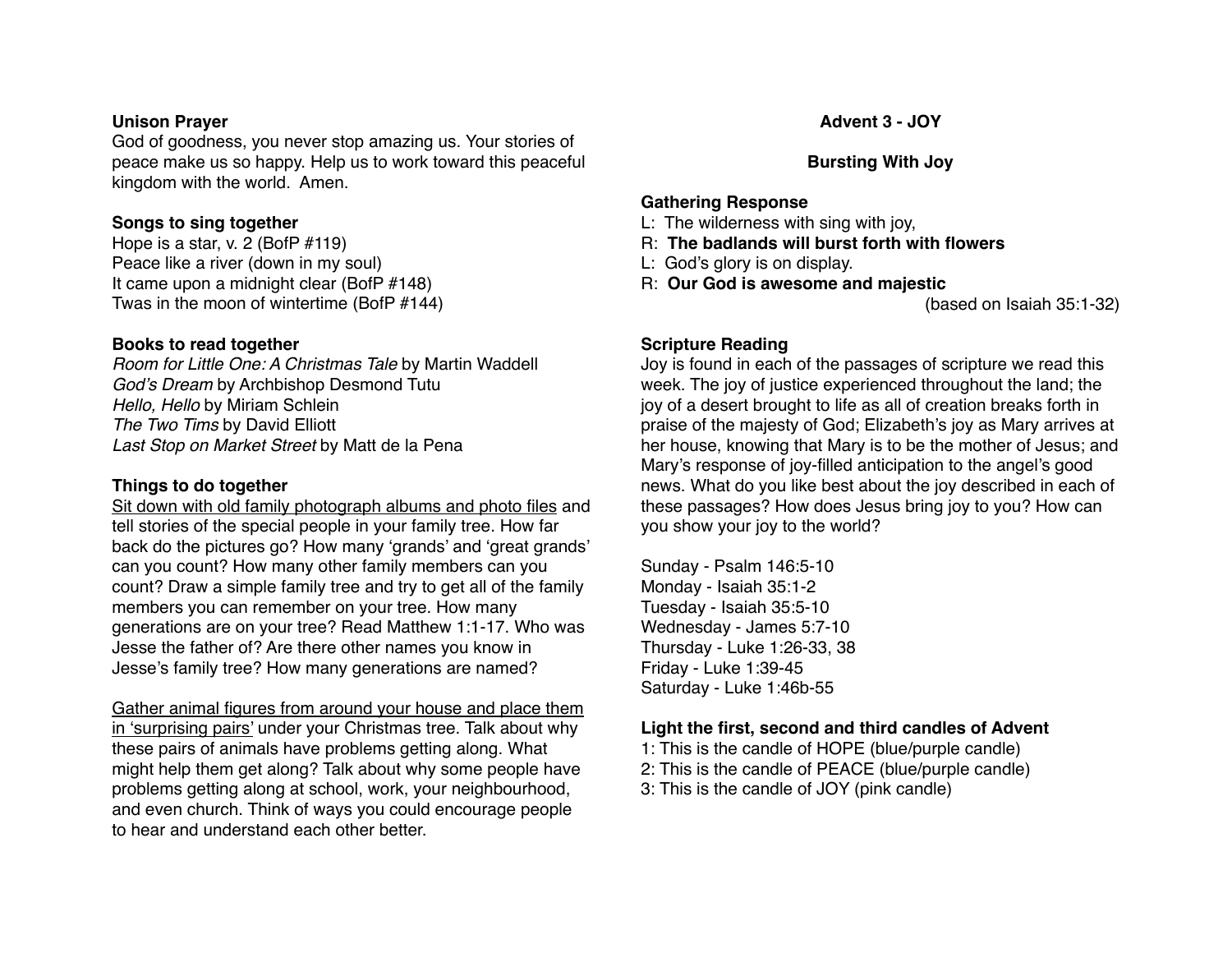**Unison Prayer**

God of goodness, you never stop amazing us. Your stories of peace make us so happy. Help us to work toward this peaceful kingdom with the world. Amen.

**Songs to sing together**

Hope is a star, v. 2 (BofP #119)
Peace like a river (down in my soul)
It came upon a midnight clear (BofP #148)
Twas in the moon of wintertime (BofP #144)

**Books to read together**

*Room for Little One: A Christmas Tale* by Martin Waddell
*God's Dream* by Archbishop Desmond Tutu
*Hello, Hello* by Miriam Schlein
*The Two Tims* by David Elliott
*Last Stop on Market Street* by Matt de la Pena

**Things to do together**

<u>Sit down with old family photograph albums and photo files</u> and tell stories of the special people in your family tree. How far back do the pictures go? How many 'grands' and 'great grands' can you count? How many other family members can you count? Draw a simple family tree and try to get all of the family members you can remember on your tree. How many generations are on your tree? Read Matthew 1:1-17. Who was Jesse the father of? Are there other names you know in Jesse's family tree? How many generations are named?

<u>Gather animal figures from around your house and place them in 'surprising pairs'</u> under your Christmas tree. Talk about why these pairs of animals have problems getting along. What might help them get along? Talk about why some people have problems getting along at school, work, your neighbourhood, and even church. Think of ways you could encourage people to hear and understand each other better.

## Advent 3 - JOY

### Bursting With Joy

**Gathering Response**

L: The wilderness with sing with joy,
R: **The badlands will burst forth with flowers**
L: God's glory is on display.
R: **Our God is awesome and majestic**

(based on Isaiah 35:1-32)

**Scripture Reading**

Joy is found in each of the passages of scripture we read this week. The joy of justice experienced throughout the land; the joy of a desert brought to life as all of creation breaks forth in praise of the majesty of God; Elizabeth's joy as Mary arrives at her house, knowing that Mary is to be the mother of Jesus; and Mary's response of joy-filled anticipation to the angel's good news. What do you like best about the joy described in each of these passages? How does Jesus bring joy to you? How can you show your joy to the world?

Sunday - Psalm 146:5-10
Monday - Isaiah 35:1-2
Tuesday - Isaiah 35:5-10
Wednesday - James 5:7-10
Thursday - Luke 1:26-33, 38
Friday - Luke 1:39-45
Saturday - Luke 1:46b-55

**Light the first, second and third candles of Advent**

1: This is the candle of HOPE (blue/purple candle)
2: This is the candle of PEACE (blue/purple candle)
3: This is the candle of JOY (pink candle)